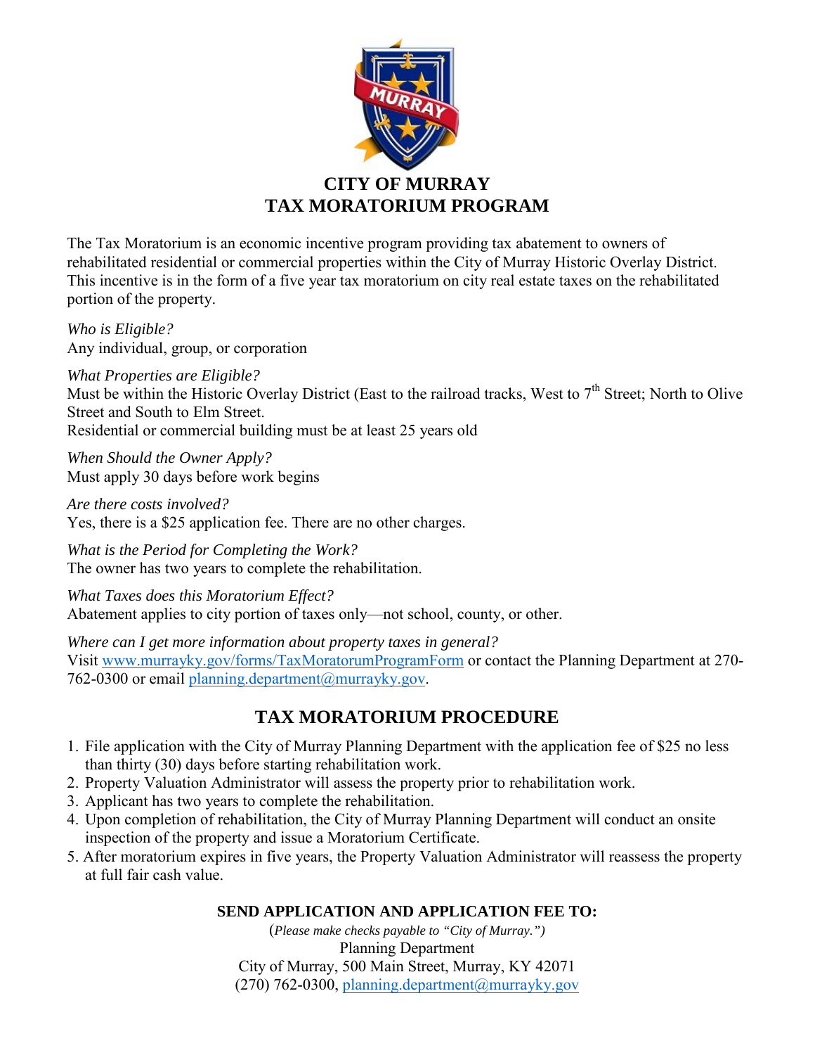# CITY OF MURRAY
# TAX MORATORIUM PROGRAM

The Tax Moratorium is an economic incentive program providing tax abatement to owners of rehabilitated residential or commercial properties within the City of Murray Historic Overlay District. This incentive is in the form of a five year tax moratorium on city real estate taxes on the rehabilitated portion of the property.

*Who is Eligible?*
Any individual, group, or corporation

*What Properties are Eligible?*
Must be within the Historic Overlay District (East to the railroad tracks, West to 7th Street; North to Olive Street and South to Elm Street.
Residential or commercial building must be at least 25 years old

*When Should the Owner Apply?*
Must apply 30 days before work begins

*Are there costs involved?*
Yes, there is a $25 application fee. There are no other charges.

*What is the Period for Completing the Work?*
The owner has two years to complete the rehabilitation.

*What Taxes does this Moratorium Effect?*
Abatement applies to city portion of taxes only—not school, county, or other.

*Where can I get more information about property taxes in general?*
Visit www.murrayky.gov/forms/TaxMoratorumProgramForm or contact the Planning Department at 270-762-0300 or email planning.department@murrayky.gov.

## TAX MORATORIUM PROCEDURE

1. File application with the City of Murray Planning Department with the application fee of $25 no less than thirty (30) days before starting rehabilitation work.
2. Property Valuation Administrator will assess the property prior to rehabilitation work.
3. Applicant has two years to complete the rehabilitation.
4. Upon completion of rehabilitation, the City of Murray Planning Department will conduct an onsite inspection of the property and issue a Moratorium Certificate.
5. After moratorium expires in five years, the Property Valuation Administrator will reassess the property at full fair cash value.

**SEND APPLICATION AND APPLICATION FEE TO:**

(*Please make checks payable to "City of Murray."*)
Planning Department
City of Murray, 500 Main Street, Murray, KY 42071
(270) 762-0300, planning.department@murrayky.gov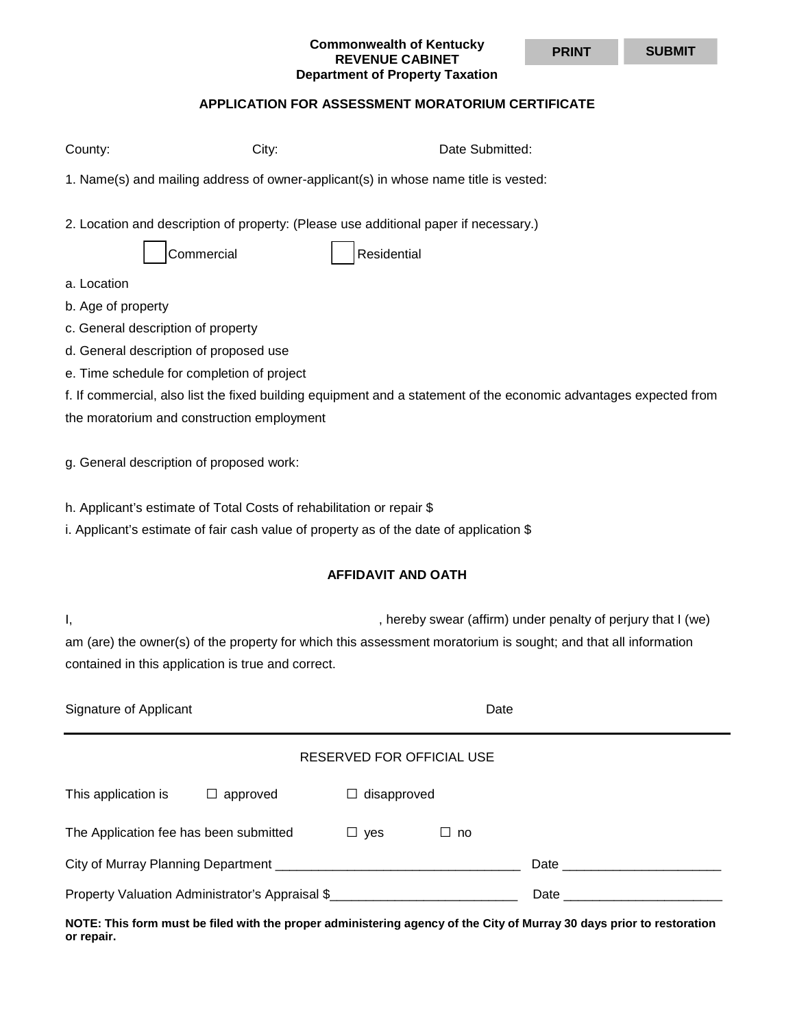**Commonwealth of Kentucky**
**REVENUE CABINET**
**Department of Property Taxation**

PRINT SUBMIT

## APPLICATION FOR ASSESSMENT MORATORIUM CERTIFICATE

County: City: Date Submitted:

1. Name(s) and mailing address of owner-applicant(s) in whose name title is vested:

2. Location and description of property: (Please use additional paper if necessary.)

☐ Commercial ☐ Residential

a. Location

b. Age of property

c. General description of property

d. General description of proposed use

e. Time schedule for completion of project

f. If commercial, also list the fixed building equipment and a statement of the economic advantages expected from the moratorium and construction employment

g. General description of proposed work:

h. Applicant's estimate of Total Costs of rehabilitation or repair $

i. Applicant's estimate of fair cash value of property as of the date of application $

### AFFIDAVIT AND OATH

I, , hereby swear (affirm) under penalty of perjury that I (we) am (are) the owner(s) of the property for which this assessment moratorium is sought; and that all information contained in this application is true and correct.

Signature of Applicant Date

---

RESERVED FOR OFFICIAL USE

This application is ☐ approved ☐ disapproved

The Application fee has been submitted ☐ yes ☐ no

City of Murray Planning Department __________________________________ Date _____________________

Property Valuation Administrator's Appraisal $__________________________ Date _____________________

**NOTE: This form must be filed with the proper administering agency of the City of Murray 30 days prior to restoration or repair.**